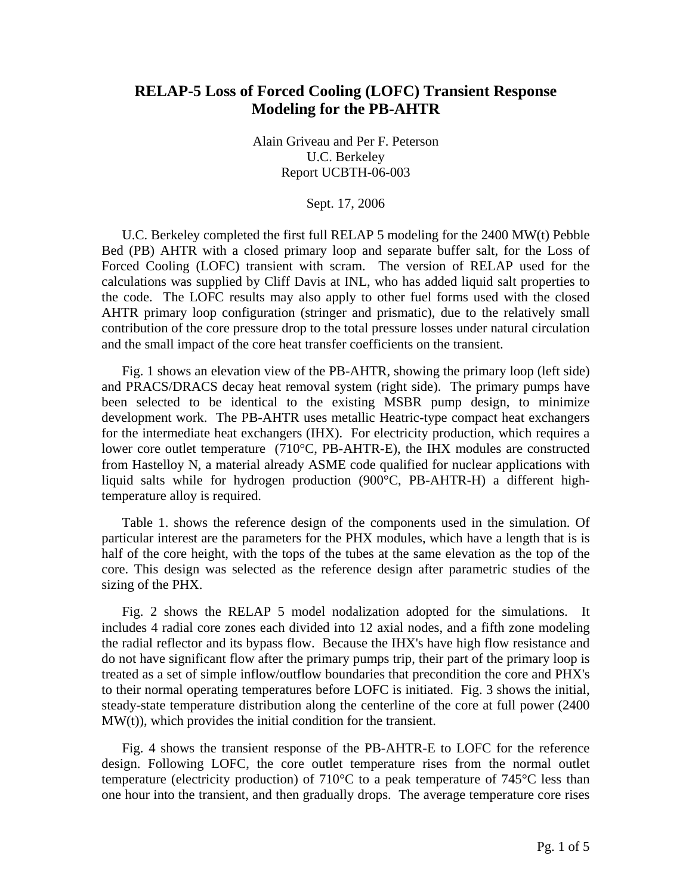# RELAP-5 Loss of Forced Cooling (LOFC) Transient Response Modeling for the PB-AHTR

Alain Griveau and Per F. Peterson
U.C. Berkeley
Report UCBTH-06-003

Sept. 17, 2006

U.C. Berkeley completed the first full RELAP 5 modeling for the 2400 MW(t) Pebble Bed (PB) AHTR with a closed primary loop and separate buffer salt, for the Loss of Forced Cooling (LOFC) transient with scram. The version of RELAP used for the calculations was supplied by Cliff Davis at INL, who has added liquid salt properties to the code. The LOFC results may also apply to other fuel forms used with the closed AHTR primary loop configuration (stringer and prismatic), due to the relatively small contribution of the core pressure drop to the total pressure losses under natural circulation and the small impact of the core heat transfer coefficients on the transient.

Fig. 1 shows an elevation view of the PB-AHTR, showing the primary loop (left side) and PRACS/DRACS decay heat removal system (right side). The primary pumps have been selected to be identical to the existing MSBR pump design, to minimize development work. The PB-AHTR uses metallic Heatric-type compact heat exchangers for the intermediate heat exchangers (IHX). For electricity production, which requires a lower core outlet temperature (710°C, PB-AHTR-E), the IHX modules are constructed from Hastelloy N, a material already ASME code qualified for nuclear applications with liquid salts while for hydrogen production (900°C, PB-AHTR-H) a different high-temperature alloy is required.

Table 1. shows the reference design of the components used in the simulation. Of particular interest are the parameters for the PHX modules, which have a length that is is half of the core height, with the tops of the tubes at the same elevation as the top of the core. This design was selected as the reference design after parametric studies of the sizing of the PHX.

Fig. 2 shows the RELAP 5 model nodalization adopted for the simulations. It includes 4 radial core zones each divided into 12 axial nodes, and a fifth zone modeling the radial reflector and its bypass flow. Because the IHX's have high flow resistance and do not have significant flow after the primary pumps trip, their part of the primary loop is treated as a set of simple inflow/outflow boundaries that precondition the core and PHX's to their normal operating temperatures before LOFC is initiated. Fig. 3 shows the initial, steady-state temperature distribution along the centerline of the core at full power (2400 MW(t)), which provides the initial condition for the transient.

Fig. 4 shows the transient response of the PB-AHTR-E to LOFC for the reference design. Following LOFC, the core outlet temperature rises from the normal outlet temperature (electricity production) of 710°C to a peak temperature of 745°C less than one hour into the transient, and then gradually drops. The average temperature core rises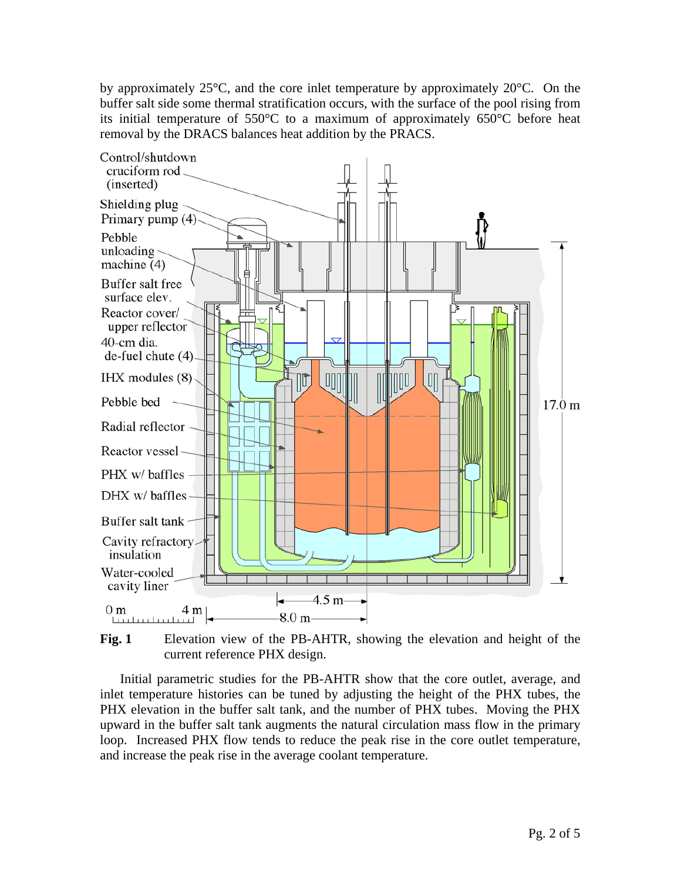by approximately 25°C, and the core inlet temperature by approximately 20°C. On the buffer salt side some thermal stratification occurs, with the surface of the pool rising from its initial temperature of 550°C to a maximum of approximately 650°C before heat removal by the DRACS balances heat addition by the PRACS.

**Fig. 1** Elevation view of the PB-AHTR, showing the elevation and height of the current reference PHX design.

Initial parametric studies for the PB-AHTR show that the core outlet, average, and inlet temperature histories can be tuned by adjusting the height of the PHX tubes, the PHX elevation in the buffer salt tank, and the number of PHX tubes. Moving the PHX upward in the buffer salt tank augments the natural circulation mass flow in the primary loop. Increased PHX flow tends to reduce the peak rise in the core outlet temperature, and increase the peak rise in the average coolant temperature.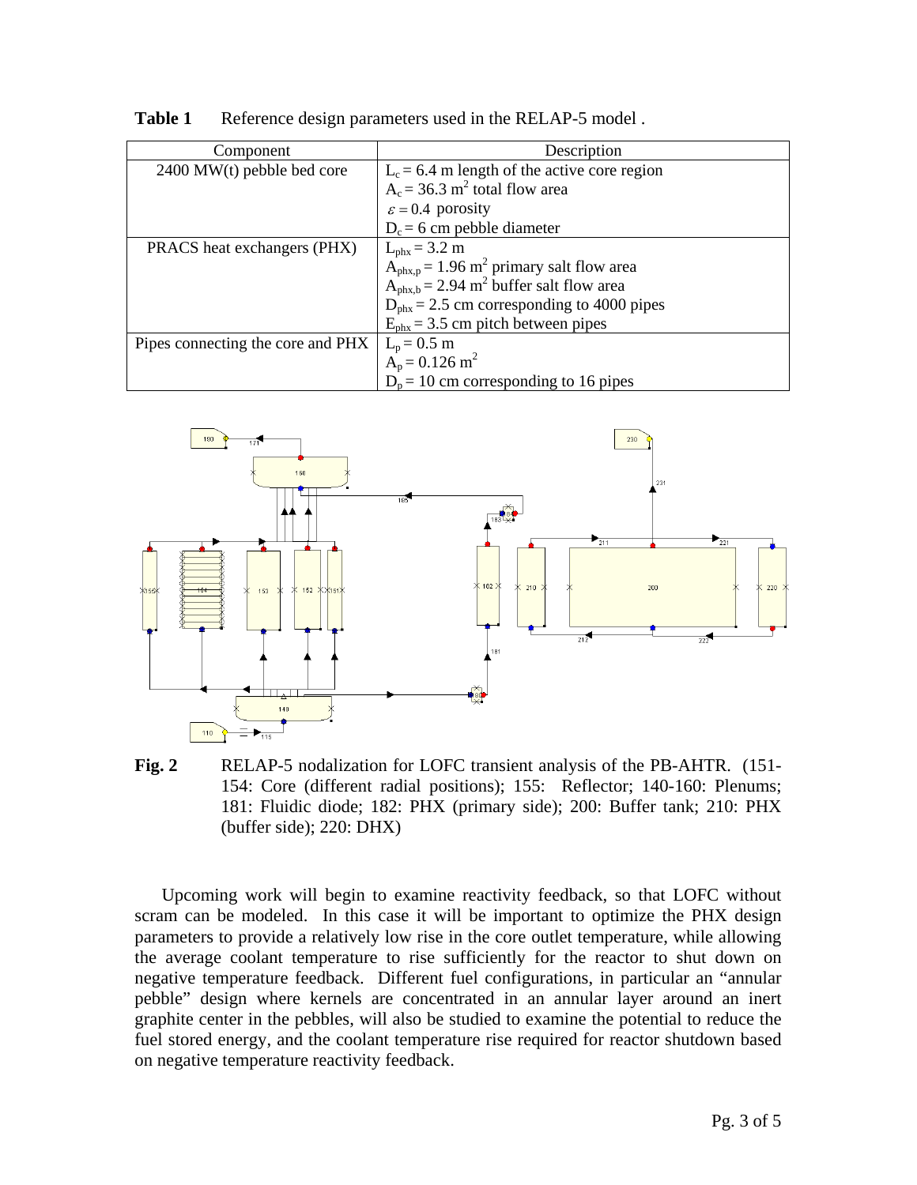**Table 1** Reference design parameters used in the RELAP-5 model .

| Component | Description |
|---|---|
| 2400 MW(t) pebble bed core | $L_c = 6.4$ m length of the active core region<br>$A_c = 36.3$ m$^2$ total flow area<br>$\varepsilon = 0.4$ porosity<br>$D_c = 6$ cm pebble diameter |
| PRACS heat exchangers (PHX) | $L_{phx} = 3.2$ m<br>$A_{phx,p} = 1.96$ m$^2$ primary salt flow area<br>$A_{phx,b} = 2.94$ m$^2$ buffer salt flow area<br>$D_{phx} = 2.5$ cm corresponding to 4000 pipes<br>$E_{phx} = 3.5$ cm pitch between pipes |
| Pipes connecting the core and PHX | $L_p = 0.5$ m<br>$A_p = 0.126$ m$^2$<br>$D_p = 10$ cm corresponding to 16 pipes |

**Fig. 2** RELAP-5 nodalization for LOFC transient analysis of the PB-AHTR. (151-154: Core (different radial positions); 155: Reflector; 140-160: Plenums; 181: Fluidic diode; 182: PHX (primary side); 200: Buffer tank; 210: PHX (buffer side); 220: DHX)

Upcoming work will begin to examine reactivity feedback, so that LOFC without scram can be modeled. In this case it will be important to optimize the PHX design parameters to provide a relatively low rise in the core outlet temperature, while allowing the average coolant temperature to rise sufficiently for the reactor to shut down on negative temperature feedback. Different fuel configurations, in particular an "annular pebble" design where kernels are concentrated in an annular layer around an inert graphite center in the pebbles, will also be studied to examine the potential to reduce the fuel stored energy, and the coolant temperature rise required for reactor shutdown based on negative temperature reactivity feedback.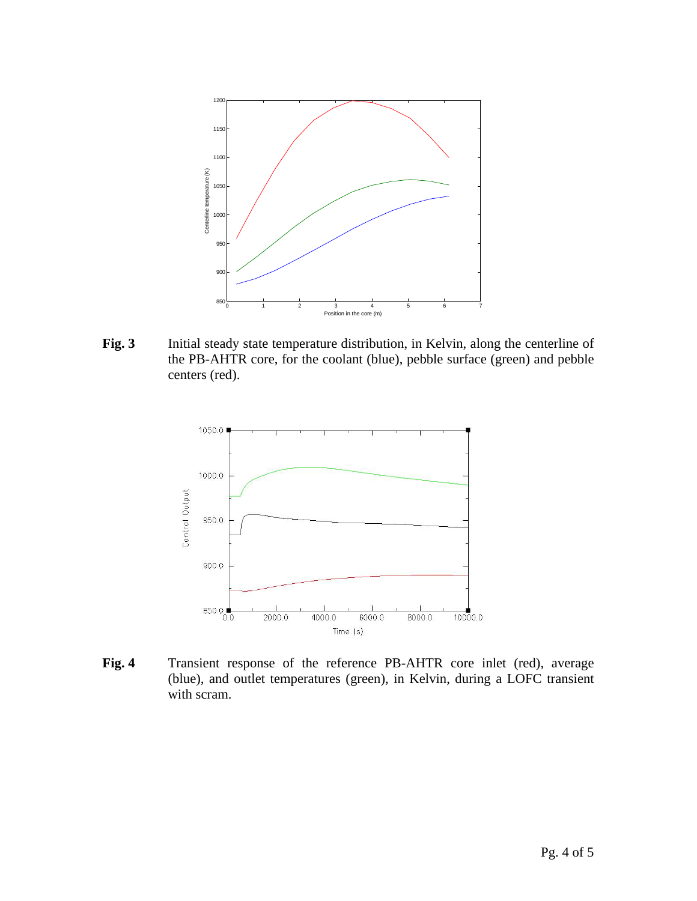**Fig. 3** Initial steady state temperature distribution, in Kelvin, along the centerline of the PB-AHTR core, for the coolant (blue), pebble surface (green) and pebble centers (red).

**Fig. 4** Transient response of the reference PB-AHTR core inlet (red), average (blue), and outlet temperatures (green), in Kelvin, during a LOFC transient with scram.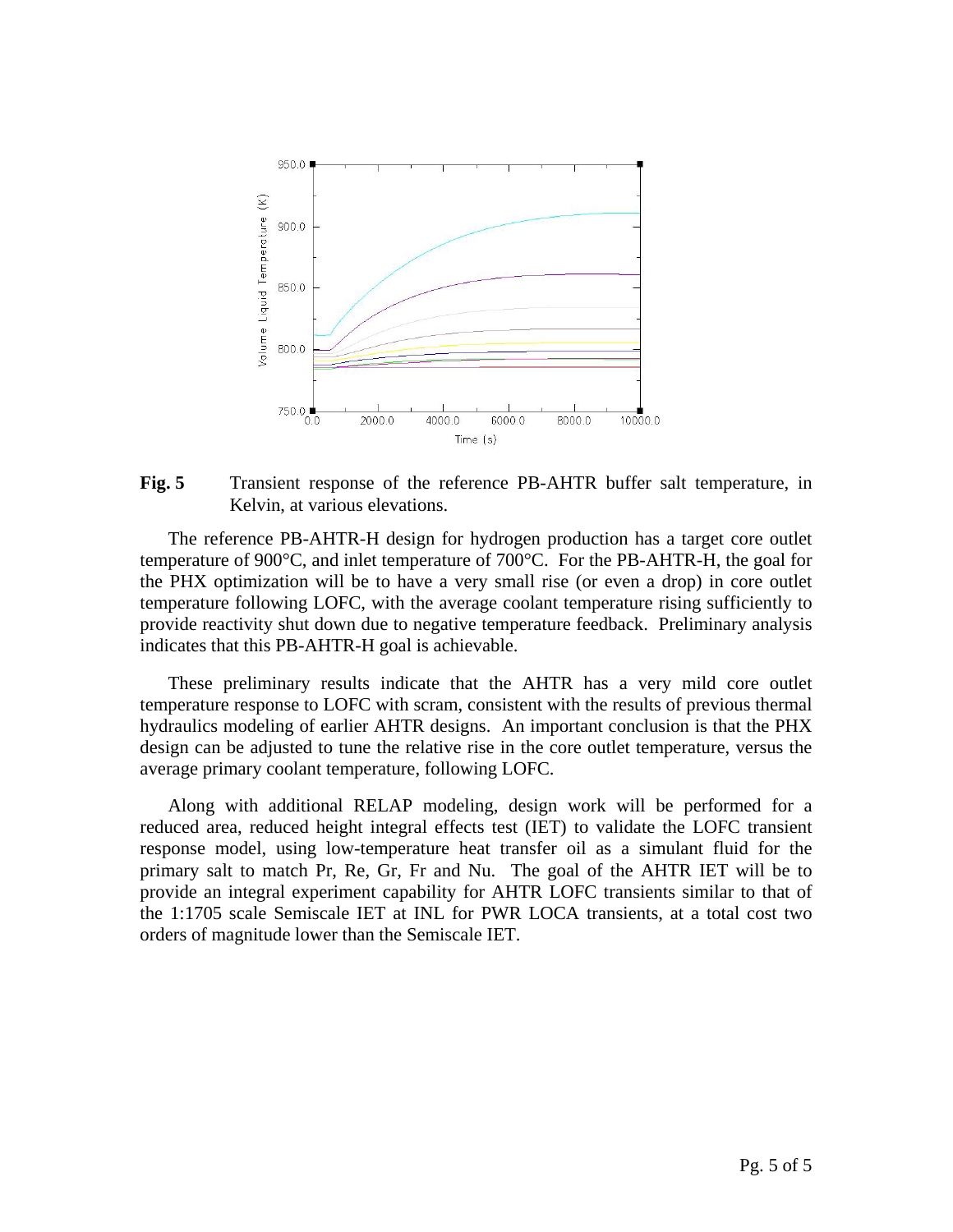950.0

900.0

850.0

800.0

750.0

Volume Liquid Temperature (K)

0.0

2000.0

4000.0

6000.0

8000.0

10000.0

Time (s)

**Fig. 5** Transient response of the reference PB-AHTR buffer salt temperature, in Kelvin, at various elevations.

The reference PB-AHTR-H design for hydrogen production has a target core outlet temperature of 900°C, and inlet temperature of 700°C. For the PB-AHTR-H, the goal for the PHX optimization will be to have a very small rise (or even a drop) in core outlet temperature following LOFC, with the average coolant temperature rising sufficiently to provide reactivity shut down due to negative temperature feedback. Preliminary analysis indicates that this PB-AHTR-H goal is achievable.

These preliminary results indicate that the AHTR has a very mild core outlet temperature response to LOFC with scram, consistent with the results of previous thermal hydraulics modeling of earlier AHTR designs. An important conclusion is that the PHX design can be adjusted to tune the relative rise in the core outlet temperature, versus the average primary coolant temperature, following LOFC.

Along with additional RELAP modeling, design work will be performed for a reduced area, reduced height integral effects test (IET) to validate the LOFC transient response model, using low-temperature heat transfer oil as a simulant fluid for the primary salt to match Pr, Re, Gr, Fr and Nu. The goal of the AHTR IET will be to provide an integral experiment capability for AHTR LOFC transients similar to that of the 1:1705 scale Semiscale IET at INL for PWR LOCA transients, at a total cost two orders of magnitude lower than the Semiscale IET.